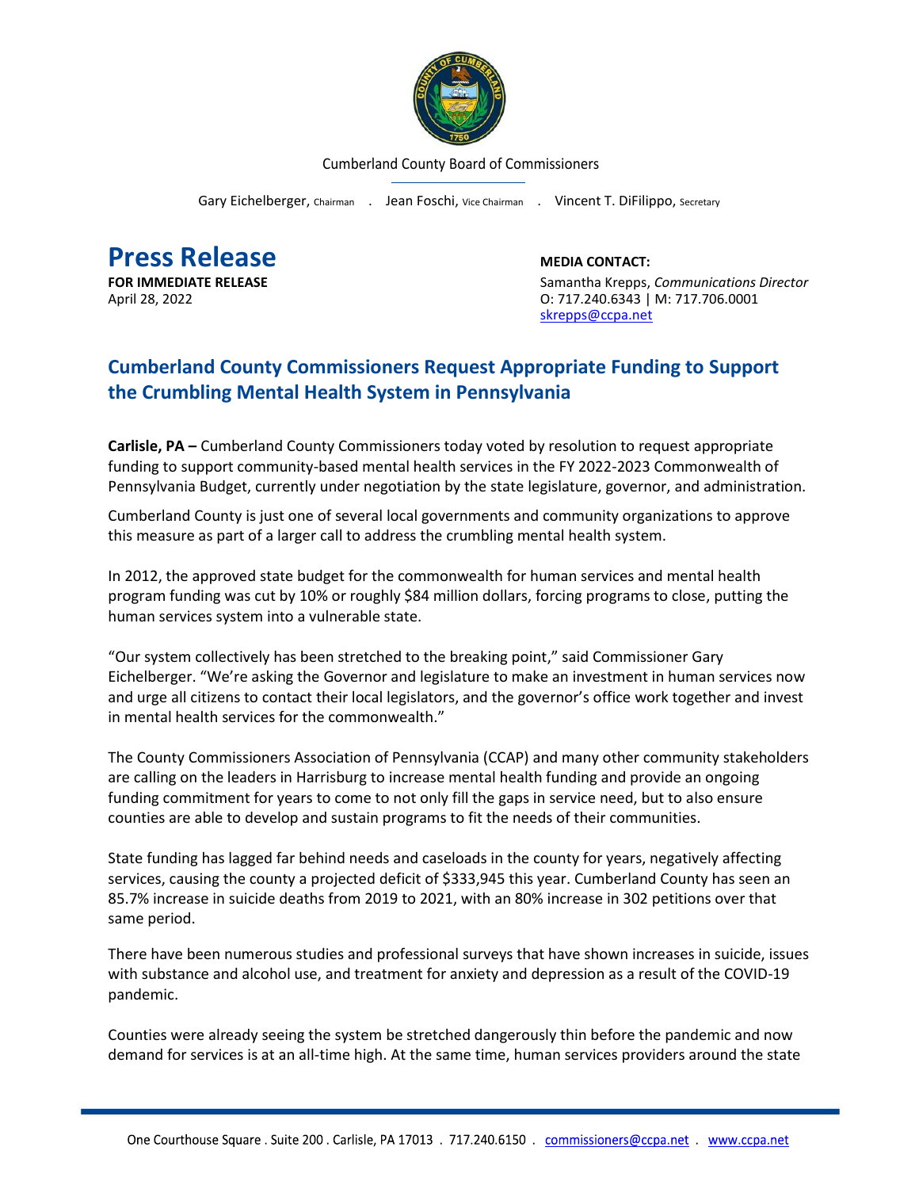Cumberland County Board of Commissioners

Gary Eichelberger, Chairman . Jean Foschi, Vice Chairman . Vincent T. DiFilippo, Secretary

# Press Release

**FOR IMMEDIATE RELEASE**
April 28, 2022

**MEDIA CONTACT:**
Samantha Krepps, *Communications Director*
O: 717.240.6343 | M: 717.706.0001
skrepps@ccpa.net

## Cumberland County Commissioners Request Appropriate Funding to Support the Crumbling Mental Health System in Pennsylvania

**Carlisle, PA –** Cumberland County Commissioners today voted by resolution to request appropriate funding to support community-based mental health services in the FY 2022-2023 Commonwealth of Pennsylvania Budget, currently under negotiation by the state legislature, governor, and administration.

Cumberland County is just one of several local governments and community organizations to approve this measure as part of a larger call to address the crumbling mental health system.

In 2012, the approved state budget for the commonwealth for human services and mental health program funding was cut by 10% or roughly $84 million dollars, forcing programs to close, putting the human services system into a vulnerable state.

"Our system collectively has been stretched to the breaking point," said Commissioner Gary Eichelberger. "We're asking the Governor and legislature to make an investment in human services now and urge all citizens to contact their local legislators, and the governor's office work together and invest in mental health services for the commonwealth."

The County Commissioners Association of Pennsylvania (CCAP) and many other community stakeholders are calling on the leaders in Harrisburg to increase mental health funding and provide an ongoing funding commitment for years to come to not only fill the gaps in service need, but to also ensure counties are able to develop and sustain programs to fit the needs of their communities.

State funding has lagged far behind needs and caseloads in the county for years, negatively affecting services, causing the county a projected deficit of $333,945 this year. Cumberland County has seen an 85.7% increase in suicide deaths from 2019 to 2021, with an 80% increase in 302 petitions over that same period.

There have been numerous studies and professional surveys that have shown increases in suicide, issues with substance and alcohol use, and treatment for anxiety and depression as a result of the COVID-19 pandemic.

Counties were already seeing the system be stretched dangerously thin before the pandemic and now demand for services is at an all-time high. At the same time, human services providers around the state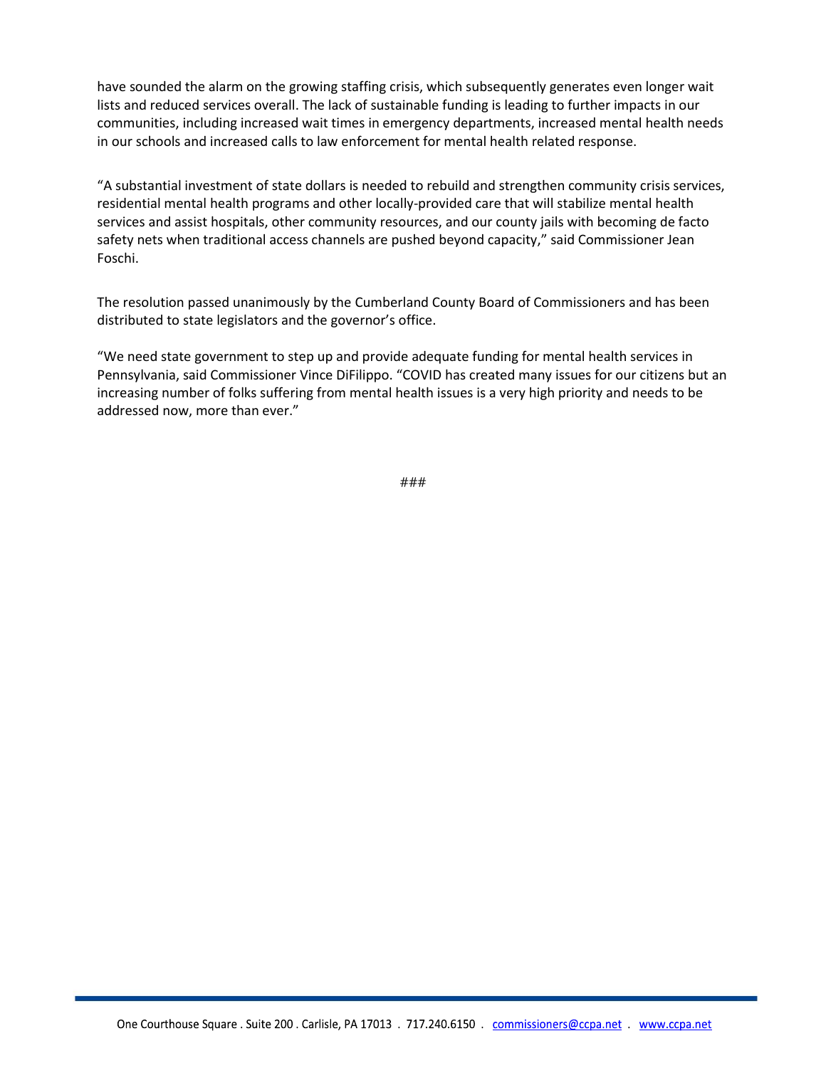have sounded the alarm on the growing staffing crisis, which subsequently generates even longer wait lists and reduced services overall. The lack of sustainable funding is leading to further impacts in our communities, including increased wait times in emergency departments, increased mental health needs in our schools and increased calls to law enforcement for mental health related response.

"A substantial investment of state dollars is needed to rebuild and strengthen community crisis services, residential mental health programs and other locally-provided care that will stabilize mental health services and assist hospitals, other community resources, and our county jails with becoming de facto safety nets when traditional access channels are pushed beyond capacity," said Commissioner Jean Foschi.

The resolution passed unanimously by the Cumberland County Board of Commissioners and has been distributed to state legislators and the governor's office.

"We need state government to step up and provide adequate funding for mental health services in Pennsylvania, said Commissioner Vince DiFilippo. "COVID has created many issues for our citizens but an increasing number of folks suffering from mental health issues is a very high priority and needs to be addressed now, more than ever."

###